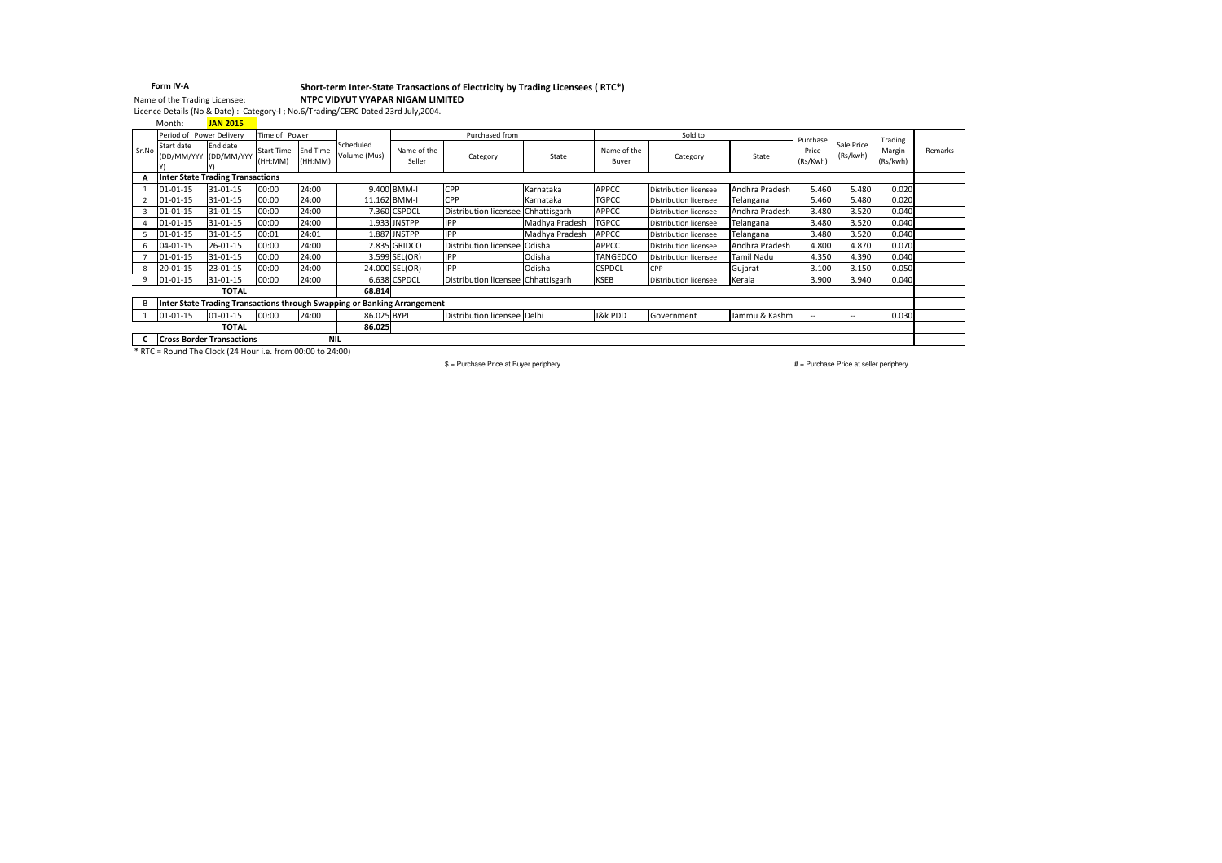**Form IV-A**

**Short-term Inter-State Transactions of Electricity by Trading Licensees ( RTC*)**

Name of the Trading Licensee: **NTPC VIDYUT VYAPAR NIGAM LIMITED**

Licence Details (No & Date) : Category-I ; No.6/Trading/CERC Dated 23rd July,2004.

Month: **JAN 2015**

| Sr.No | Period of Power Delivery | | Time of Power | | Scheduled Volume (Mus) | Purchased from | | | Sold to | | | Purchase Price (Rs/Kwh) | Sale Price (Rs/kwh) | Trading Margin (Rs/kwh) | Remarks |
|---|---|---|---|---|---|---|---|---|---|---|---|---|---|---|---|
| | Start date (DD/MM/YYYY) | End date (DD/MM/YYYY) | Start Time (HH:MM) | End Time (HH:MM) | | Name of the Seller | Category | State | Name of the Buyer | Category | State | | | | |
| **A** | **Inter State Trading Transactions** | | | | | | | | | | | | | | |
| 1 | 01-01-15 | 31-01-15 | 00:00 | 24:00 | 9.400 | BMM-I | CPP | Karnataka | APPCC | Distribution licensee | Andhra Pradesh | 5.460 | 5.480 | 0.020 | |
| 2 | 01-01-15 | 31-01-15 | 00:00 | 24:00 | 11.162 | BMM-I | CPP | Karnataka | TGPCC | Distribution licensee | Telangana | 5.460 | 5.480 | 0.020 | |
| 3 | 01-01-15 | 31-01-15 | 00:00 | 24:00 | 7.360 | CSPDCL | Distribution licensee | Chhattisgarh | APPCC | Distribution licensee | Andhra Pradesh | 3.480 | 3.520 | 0.040 | |
| 4 | 01-01-15 | 31-01-15 | 00:00 | 24:00 | 1.933 | JNSTPP | IPP | Madhya Pradesh | TGPCC | Distribution licensee | Telangana | 3.480 | 3.520 | 0.040 | |
| 5 | 01-01-15 | 31-01-15 | 00:01 | 24:01 | 1.887 | JNSTPP | IPP | Madhya Pradesh | APPCC | Distribution licensee | Telangana | 3.480 | 3.520 | 0.040 | |
| 6 | 04-01-15 | 26-01-15 | 00:00 | 24:00 | 2.835 | GRIDCO | Distribution licensee | Odisha | APPCC | Distribution licensee | Andhra Pradesh | 4.800 | 4.870 | 0.070 | |
| 7 | 01-01-15 | 31-01-15 | 00:00 | 24:00 | 3.599 | SEL(OR) | IPP | Odisha | TANGEDCO | Distribution licensee | Tamil Nadu | 4.350 | 4.390 | 0.040 | |
| 8 | 20-01-15 | 23-01-15 | 00:00 | 24:00 | 24.000 | SEL(OR) | IPP | Odisha | CSPDCL | CPP | Gujarat | 3.100 | 3.150 | 0.050 | |
| 9 | 01-01-15 | 31-01-15 | 00:00 | 24:00 | 6.638 | CSPDCL | Distribution licensee | Chhattisgarh | KSEB | Distribution licensee | Kerala | 3.900 | 3.940 | 0.040 | |
| | **TOTAL** | | | | **68.814** | | | | | | | | | | |
| B | **Inter State Trading Transactions through Swapping or Banking Arrangement** | | | | | | | | | | | | | | |
| 1 | 01-01-15 | 01-01-15 | 00:00 | 24:00 | 86.025 | BYPL | Distribution licensee | Delhi | J&K PDD | Government | Jammu & Kashm | -- | -- | 0.030 | |
| | **TOTAL** | | | | **86.025** | | | | | | | | | | |
| **C** | **Cross Border Transactions** | | | | **NIL** | | | | | | | | | | |

* RTC = Round The Clock (24 Hour i.e. from 00:00 to 24:00)

$ = Purchase Price at Buyer periphery

# = Purchase Price at seller periphery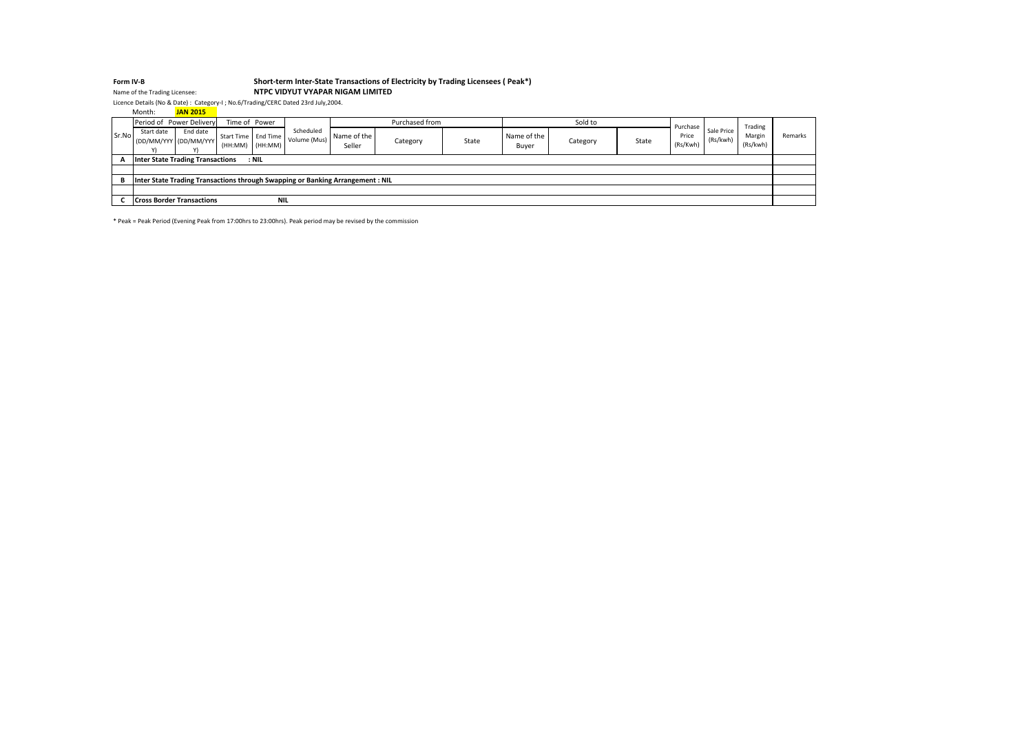**Form IV-B**

**Short-term Inter-State Transactions of Electricity by Trading Licensees ( Peak*)**

Name of the Trading Licensee: **NTPC VIDYUT VYAPAR NIGAM LIMITED**

Licence Details (No & Date) : Category-I ; No.6/Trading/CERC Dated 23rd July,2004.

Month: **JAN 2015**

| Sr.No | Period of Power Delivery | | Time of Power | | Scheduled Volume (Mus) | Purchased from | | | Sold to | | | Purchase Price (Rs/Kwh) | Sale Price (Rs/kwh) | Trading Margin (Rs/kwh) | Remarks |
|---|---|---|---|---|---|---|---|---|---|---|---|---|---|---|---|
| | Start date (DD/MM/YYYY) | End date (DD/MM/YYYY) | Start Time (HH:MM) | End Time (HH:MM) | | Name of the Seller | Category | State | Name of the Buyer | Category | State | | | | |
| **A** | **Inter State Trading Transactions : NIL** | | | | | | | | | | | | | | |
| | | | | | | | | | | | | | | | |
| **B** | **Inter State Trading Transactions through Swapping or Banking Arrangement : NIL** | | | | | | | | | | | | | | |
| | | | | | | | | | | | | | | | |
| **C** | **Cross Border Transactions NIL** | | | | | | | | | | | | | | |

* Peak = Peak Period (Evening Peak from 17:00hrs to 23:00hrs). Peak period may be revised by the commission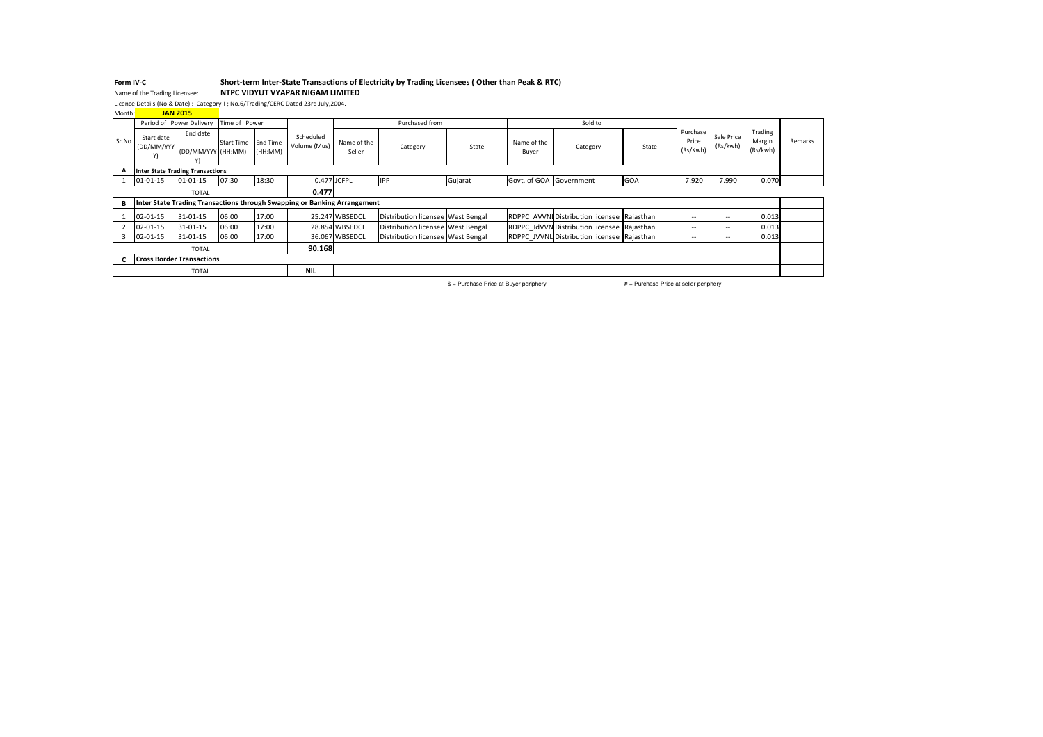**Form IV-C** **Short-term Inter-State Transactions of Electricity by Trading Licensees ( Other than Peak & RTC)**

Name of the Trading Licensee: **NTPC VIDYUT VYAPAR NIGAM LIMITED**

Licence Details (No & Date) : Category-I ; No.6/Trading/CERC Dated 23rd July,2004.

Month: **JAN 2015**

| Sr.No | Period of Power Delivery | | Time of Power | | Scheduled Volume (Mus) | Purchased from | | | Sold to | | | Purchase Price (Rs/Kwh) | Sale Price (Rs/kwh) | Trading Margin (Rs/kwh) | Remarks |
|---|---|---|---|---|---|---|---|---|---|---|---|---|---|---|---|
| | Start date (DD/MM/YYYY) | End date (DD/MM/YYYY) | Start Time (HH:MM) | End Time (HH:MM) | | Name of the Seller | Category | State | Name of the Buyer | Category | State | | | | |
| **A** | **Inter State Trading Transactions** | | | | | | | | | | | | | | |
| 1 | 01-01-15 | 01-01-15 | 07:30 | 18:30 | 0.477 | JCFPL | IPP | Gujarat | Govt. of GOA | Government | GOA | 7.920 | 7.990 | 0.070 | |
| | TOTAL | | | | **0.477** | | | | | | | | | | |
| **B** | **Inter State Trading Transactions through Swapping or Banking Arrangement** | | | | | | | | | | | | | | |
| 1 | 02-01-15 | 31-01-15 | 06:00 | 17:00 | 25.247 | WBSEDCL | Distribution licensee | West Bengal | RDPPC_AVVNL | Distribution licensee | Rajasthan | -- | -- | 0.013 | |
| 2 | 02-01-15 | 31-01-15 | 06:00 | 17:00 | 28.854 | WBSEDCL | Distribution licensee | West Bengal | RDPPC_JdVVN | Distribution licensee | Rajasthan | -- | -- | 0.013 | |
| 3 | 02-01-15 | 31-01-15 | 06:00 | 17:00 | 36.067 | WBSEDCL | Distribution licensee | West Bengal | RDPPC_JVVNL | Distribution licensee | Rajasthan | -- | -- | 0.013 | |
| | TOTAL | | | | **90.168** | | | | | | | | | | |
| **C** | **Cross Border Transactions** | | | | | | | | | | | | | | |
| | TOTAL | | | | **NIL** | | | | | | | | | | |

$ = Purchase Price at Buyer periphery # = Purchase Price at seller periphery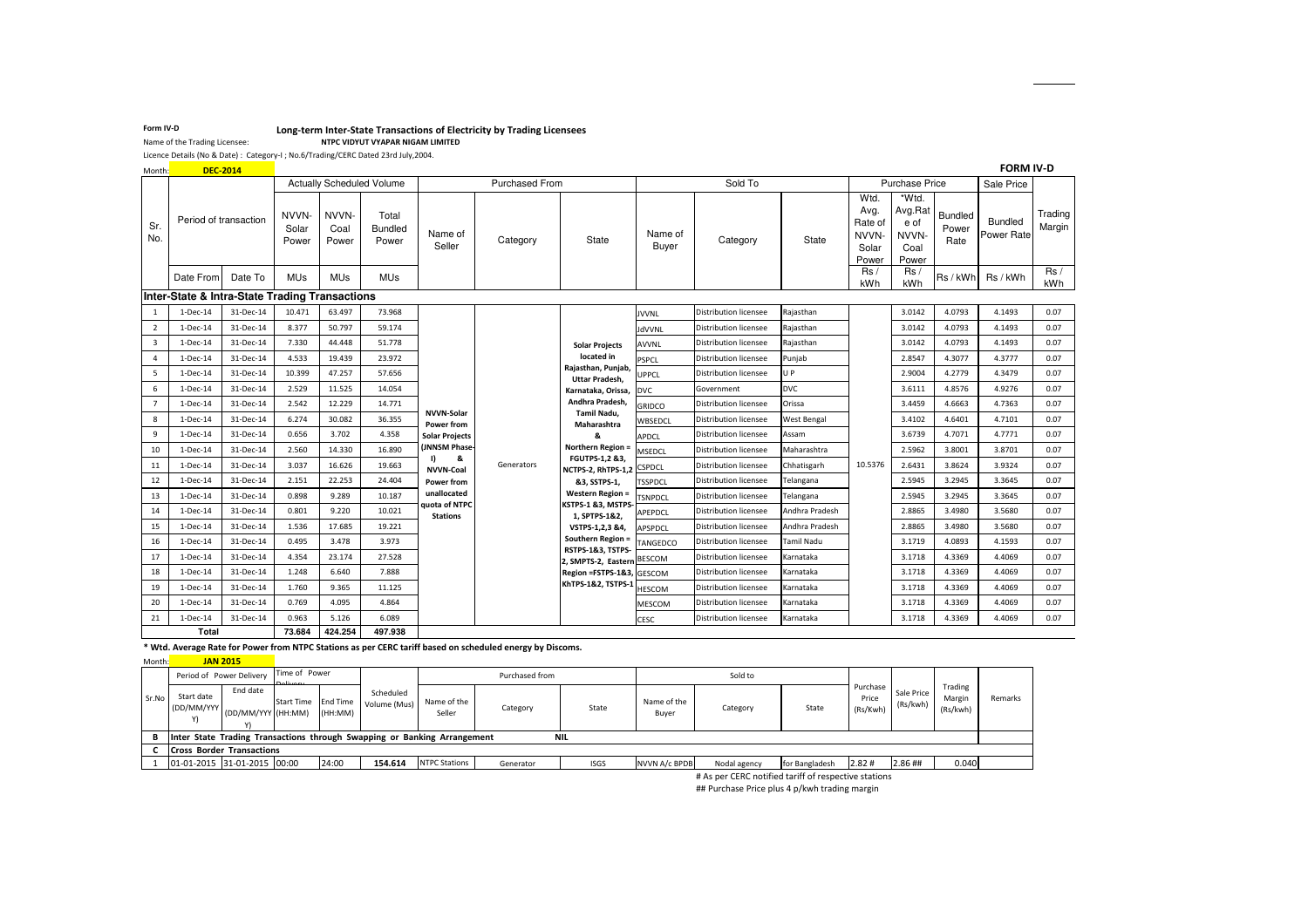**Form IV-D**

**Long-term Inter-State Transactions of Electricity by Trading Licensees**

Name of the Trading Licensee: **NTPC VIDYUT VYAPAR NIGAM LIMITED**

Licence Details (No & Date) : Category-I ; No.6/Trading/CERC Dated 23rd July,2004.

Month: **DEC-2014**

**FORM IV-D**

| Sr. No. | Period of transaction | | Actually Scheduled Volume | | | Purchased From | | | Sold To | | | Purchase Price | | | Sale Price | Trading Margin |
|---|---|---|---|---|---|---|---|---|---|---|---|---|---|---|---|---|
| | | | NVVN-Solar Power | NVVN-Coal Power | Total Bundled Power | Name of Seller | Category | State | Name of Buyer | Category | State | Wtd. Avg. Rate of NVVN-Solar Power | *Wtd. Avg.Rate of NVVN-Coal Power | Bundled Power Rate | Bundled Power Rate | |
| | Date From | Date To | MUs | MUs | MUs | | | | | | | Rs / kWh | Rs / kWh | Rs / kWh | Rs / kWh | Rs / kWh |
| **Inter-State & Intra-State Trading Transactions** | | | | | | | | | | | | | | | | |
| 1 | 1-Dec-14 | 31-Dec-14 | 10.471 | 63.497 | 73.968 | NVVN-Solar Power from Solar Projects (JNNSM Phase-I) & NVVN-Coal Power from unallocated quota of NTPC Stations | Generators | Solar Projects located in Rajasthan, Punjab, Uttar Pradesh, Karnataka, Orissa, Andhra Pradesh, Tamil Nadu, Maharashtra & Northern Region = FGUTPS-1,2 &3, NCTPS-2, RhTPS-1,2 &3, SSTPS-1, Western Region = KSTPS-1 &3, MSTPS-1, SPTPS-1&2, VSTPS-1,2,3 &4, Southern Region = RSTPS-1&3, TSTPS-2, SMPTS-2, Eastern Region =FSTPS-1&3, KhTPS-1&2, TSTPS-1 | JVVNL | Distribution licensee | Rajasthan | 10.5376 | 3.0142 | 4.0793 | 4.1493 | 0.07 |
| 2 | 1-Dec-14 | 31-Dec-14 | 8.377 | 50.797 | 59.174 | | | | JdVVNL | Distribution licensee | Rajasthan | | 3.0142 | 4.0793 | 4.1493 | 0.07 |
| 3 | 1-Dec-14 | 31-Dec-14 | 7.330 | 44.448 | 51.778 | | | | AVVNL | Distribution licensee | Rajasthan | | 3.0142 | 4.0793 | 4.1493 | 0.07 |
| 4 | 1-Dec-14 | 31-Dec-14 | 4.533 | 19.439 | 23.972 | | | | PSPCL | Distribution licensee | Punjab | | 2.8547 | 4.3077 | 4.3777 | 0.07 |
| 5 | 1-Dec-14 | 31-Dec-14 | 10.399 | 47.257 | 57.656 | | | | UPPCL | Distribution licensee | U P | | 2.9004 | 4.2779 | 4.3479 | 0.07 |
| 6 | 1-Dec-14 | 31-Dec-14 | 2.529 | 11.525 | 14.054 | | | | DVC | Government | DVC | | 3.6111 | 4.8576 | 4.9276 | 0.07 |
| 7 | 1-Dec-14 | 31-Dec-14 | 2.542 | 12.229 | 14.771 | | | | GRIDCO | Distribution licensee | Orissa | | 3.4459 | 4.6663 | 4.7363 | 0.07 |
| 8 | 1-Dec-14 | 31-Dec-14 | 6.274 | 30.082 | 36.355 | | | | WBSEDCL | Distribution licensee | West Bengal | | 3.4102 | 4.6401 | 4.7101 | 0.07 |
| 9 | 1-Dec-14 | 31-Dec-14 | 0.656 | 3.702 | 4.358 | | | | APDCL | Distribution licensee | Assam | | 3.6739 | 4.7071 | 4.7771 | 0.07 |
| 10 | 1-Dec-14 | 31-Dec-14 | 2.560 | 14.330 | 16.890 | | | | MSEDCL | Distribution licensee | Maharashtra | | 2.5962 | 3.8001 | 3.8701 | 0.07 |
| 11 | 1-Dec-14 | 31-Dec-14 | 3.037 | 16.626 | 19.663 | | | | CSPDCL | Distribution licensee | Chhatisgarh | | 2.6431 | 3.8624 | 3.9324 | 0.07 |
| 12 | 1-Dec-14 | 31-Dec-14 | 2.151 | 22.253 | 24.404 | | | | TSSPDCL | Distribution licensee | Telangana | | 2.5945 | 3.2945 | 3.3645 | 0.07 |
| 13 | 1-Dec-14 | 31-Dec-14 | 0.898 | 9.289 | 10.187 | | | | TSNPDCL | Distribution licensee | Telangana | | 2.5945 | 3.2945 | 3.3645 | 0.07 |
| 14 | 1-Dec-14 | 31-Dec-14 | 0.801 | 9.220 | 10.021 | | | | APEPDCL | Distribution licensee | Andhra Pradesh | | 2.8865 | 3.4980 | 3.5680 | 0.07 |
| 15 | 1-Dec-14 | 31-Dec-14 | 1.536 | 17.685 | 19.221 | | | | APSPDCL | Distribution licensee | Andhra Pradesh | | 2.8865 | 3.4980 | 3.5680 | 0.07 |
| 16 | 1-Dec-14 | 31-Dec-14 | 0.495 | 3.478 | 3.973 | | | | TANGEDCO | Distribution licensee | Tamil Nadu | | 3.1719 | 4.0893 | 4.1593 | 0.07 |
| 17 | 1-Dec-14 | 31-Dec-14 | 4.354 | 23.174 | 27.528 | | | | BESCOM | Distribution licensee | Karnataka | | 3.1718 | 4.3369 | 4.4069 | 0.07 |
| 18 | 1-Dec-14 | 31-Dec-14 | 1.248 | 6.640 | 7.888 | | | | GESCOM | Distribution licensee | Karnataka | | 3.1718 | 4.3369 | 4.4069 | 0.07 |
| 19 | 1-Dec-14 | 31-Dec-14 | 1.760 | 9.365 | 11.125 | | | | HESCOM | Distribution licensee | Karnataka | | 3.1718 | 4.3369 | 4.4069 | 0.07 |
| 20 | 1-Dec-14 | 31-Dec-14 | 0.769 | 4.095 | 4.864 | | | | MESCOM | Distribution licensee | Karnataka | | 3.1718 | 4.3369 | 4.4069 | 0.07 |
| 21 | 1-Dec-14 | 31-Dec-14 | 0.963 | 5.126 | 6.089 | | | | CESC | Distribution licensee | Karnataka | | 3.1718 | 4.3369 | 4.4069 | 0.07 |
| **Total** | | | **73.684** | **424.254** | **497.938** | | | | | | | | | | | |

**\* Wtd. Average Rate for Power from NTPC Stations as per CERC tariff based on scheduled energy by Discoms.**

Month: **JAN 2015**

| Sr.No | Period of Power Delivery | | Time of Power Delivery | | Scheduled Volume (Mus) | Purchased from | | | Sold to | | | Purchase Price (Rs/Kwh) | Sale Price (Rs/kwh) | Trading Margin (Rs/kwh) | Remarks |
|---|---|---|---|---|---|---|---|---|---|---|---|---|---|---|---|
| | Start date (DD/MM/YYYY) | End date (DD/MM/YYYY) | Start Time (HH:MM) | End Time (HH:MM) | | Name of the Seller | Category | State | Name of the Buyer | Category | State | | | | |
| **B** | **Inter State Trading Transactions through Swapping or Banking Arrangement** | | | | | | | **NIL** | | | | | | | |
| **C** | **Cross Border Transactions** | | | | | | | | | | | | | | |
| 1 | 01-01-2015 | 31-01-2015 | 00:00 | 24:00 | **154.614** | NTPC Stations | Generator | ISGS | NVVN A/c BPDB | Nodal agency | for Bangladesh | 2.82 # | 2.86 ## | 0.040 | |

# As per CERC notified tariff of respective stations

## Purchase Price plus 4 p/kwh trading margin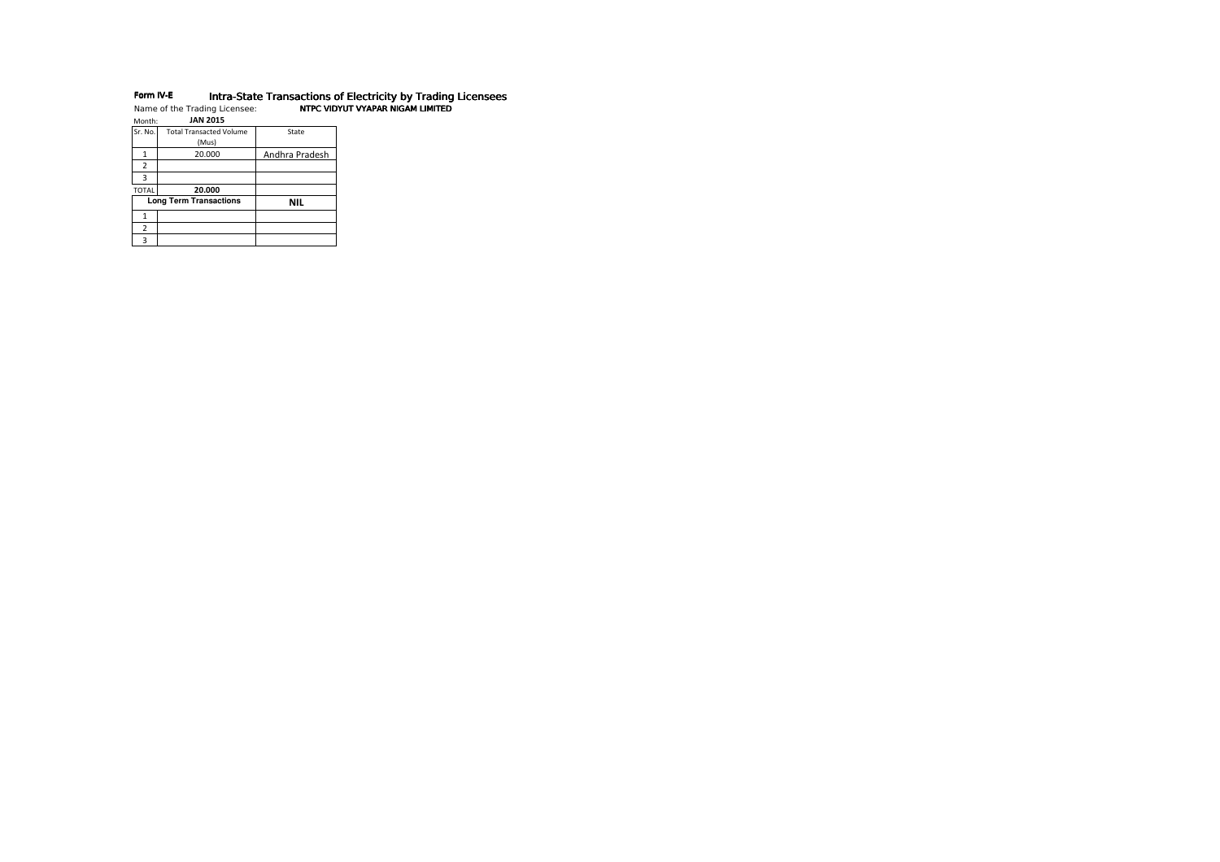**Form IV-E** **Intra-State Transactions of Electricity by Trading Licensees**

Name of the Trading Licensee: **NTPC VIDYUT VYAPAR NIGAM LIMITED**

Month: **JAN 2015**

| Sr. No. | Total Transacted Volume (Mus) | State |
|---|---|---|
| 1 | 20.000 | Andhra Pradesh |
| 2 | | |
| 3 | | |
| TOTAL | **20.000** | |
| **Long Term Transactions** | | **NIL** |
| 1 | | |
| 2 | | |
| 3 | | |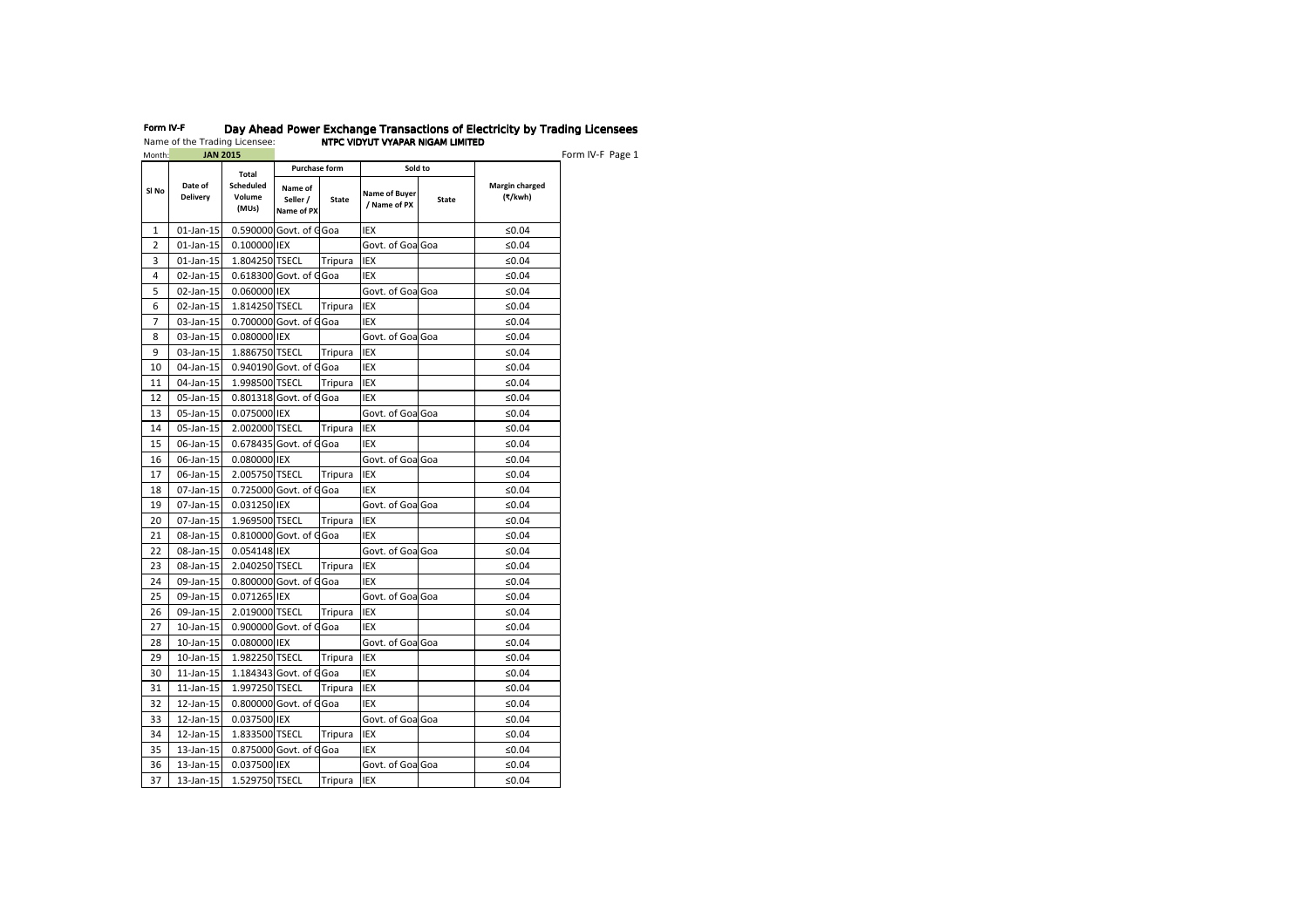**Form IV-F** **Day Ahead Power Exchange Transactions of Electricity by Trading Licensees**

Name of the Trading Licensee: **NTPC VIDYUT VYAPAR NIGAM LIMITED**

Month: **JAN 2015**

Form IV-F Page 1

| Sl No | Date of Delivery | Total Scheduled Volume (MUs) | Purchase form | | Sold to | | Margin charged (₹/kwh) |
|---|---|---|---|---|---|---|---|
| | | | Name of Seller / Name of PX | State | Name of Buyer / Name of PX | State | |
| 1 | 01-Jan-15 | 0.590000 | Govt. of Goa | Goa | IEX | | ≤0.04 |
| 2 | 01-Jan-15 | 0.100000 | IEX | | Govt. of Goa | Goa | ≤0.04 |
| 3 | 01-Jan-15 | 1.804250 | TSECL | Tripura | IEX | | ≤0.04 |
| 4 | 02-Jan-15 | 0.618300 | Govt. of Goa | Goa | IEX | | ≤0.04 |
| 5 | 02-Jan-15 | 0.060000 | IEX | | Govt. of Goa | Goa | ≤0.04 |
| 6 | 02-Jan-15 | 1.814250 | TSECL | Tripura | IEX | | ≤0.04 |
| 7 | 03-Jan-15 | 0.700000 | Govt. of Goa | Goa | IEX | | ≤0.04 |
| 8 | 03-Jan-15 | 0.080000 | IEX | | Govt. of Goa | Goa | ≤0.04 |
| 9 | 03-Jan-15 | 1.886750 | TSECL | Tripura | IEX | | ≤0.04 |
| 10 | 04-Jan-15 | 0.940190 | Govt. of Goa | Goa | IEX | | ≤0.04 |
| 11 | 04-Jan-15 | 1.998500 | TSECL | Tripura | IEX | | ≤0.04 |
| 12 | 05-Jan-15 | 0.801318 | Govt. of Goa | Goa | IEX | | ≤0.04 |
| 13 | 05-Jan-15 | 0.075000 | IEX | | Govt. of Goa | Goa | ≤0.04 |
| 14 | 05-Jan-15 | 2.002000 | TSECL | Tripura | IEX | | ≤0.04 |
| 15 | 06-Jan-15 | 0.678435 | Govt. of Goa | Goa | IEX | | ≤0.04 |
| 16 | 06-Jan-15 | 0.080000 | IEX | | Govt. of Goa | Goa | ≤0.04 |
| 17 | 06-Jan-15 | 2.005750 | TSECL | Tripura | IEX | | ≤0.04 |
| 18 | 07-Jan-15 | 0.725000 | Govt. of Goa | Goa | IEX | | ≤0.04 |
| 19 | 07-Jan-15 | 0.031250 | IEX | | Govt. of Goa | Goa | ≤0.04 |
| 20 | 07-Jan-15 | 1.969500 | TSECL | Tripura | IEX | | ≤0.04 |
| 21 | 08-Jan-15 | 0.810000 | Govt. of Goa | Goa | IEX | | ≤0.04 |
| 22 | 08-Jan-15 | 0.054148 | IEX | | Govt. of Goa | Goa | ≤0.04 |
| 23 | 08-Jan-15 | 2.040250 | TSECL | Tripura | IEX | | ≤0.04 |
| 24 | 09-Jan-15 | 0.800000 | Govt. of Goa | Goa | IEX | | ≤0.04 |
| 25 | 09-Jan-15 | 0.071265 | IEX | | Govt. of Goa | Goa | ≤0.04 |
| 26 | 09-Jan-15 | 2.019000 | TSECL | Tripura | IEX | | ≤0.04 |
| 27 | 10-Jan-15 | 0.900000 | Govt. of Goa | Goa | IEX | | ≤0.04 |
| 28 | 10-Jan-15 | 0.080000 | IEX | | Govt. of Goa | Goa | ≤0.04 |
| 29 | 10-Jan-15 | 1.982250 | TSECL | Tripura | IEX | | ≤0.04 |
| 30 | 11-Jan-15 | 1.184343 | Govt. of Goa | Goa | IEX | | ≤0.04 |
| 31 | 11-Jan-15 | 1.997250 | TSECL | Tripura | IEX | | ≤0.04 |
| 32 | 12-Jan-15 | 0.800000 | Govt. of Goa | Goa | IEX | | ≤0.04 |
| 33 | 12-Jan-15 | 0.037500 | IEX | | Govt. of Goa | Goa | ≤0.04 |
| 34 | 12-Jan-15 | 1.833500 | TSECL | Tripura | IEX | | ≤0.04 |
| 35 | 13-Jan-15 | 0.875000 | Govt. of Goa | Goa | IEX | | ≤0.04 |
| 36 | 13-Jan-15 | 0.037500 | IEX | | Govt. of Goa | Goa | ≤0.04 |
| 37 | 13-Jan-15 | 1.529750 | TSECL | Tripura | IEX | | ≤0.04 |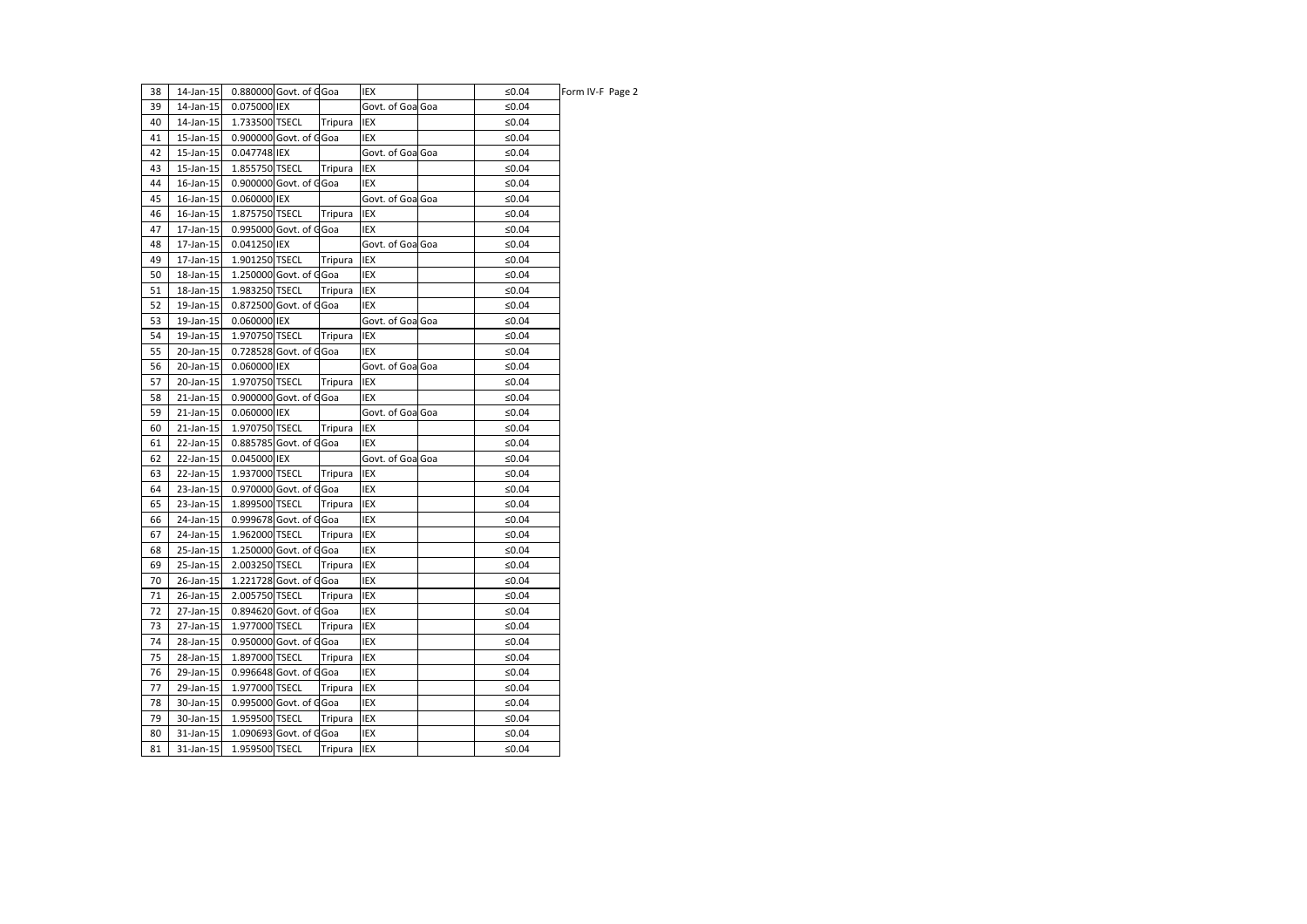| | | | | | | | |
|---|---|---|---|---|---|---|---|
| 38 | 14-Jan-15 | 0.880000 | Govt. of G | Goa | IEX | | ≤0.04 |
| 39 | 14-Jan-15 | 0.075000 | IEX | | Govt. of Goa | Goa | ≤0.04 |
| 40 | 14-Jan-15 | 1.733500 | TSECL | Tripura | IEX | | ≤0.04 |
| 41 | 15-Jan-15 | 0.900000 | Govt. of G | Goa | IEX | | ≤0.04 |
| 42 | 15-Jan-15 | 0.047748 | IEX | | Govt. of Goa | Goa | ≤0.04 |
| 43 | 15-Jan-15 | 1.855750 | TSECL | Tripura | IEX | | ≤0.04 |
| 44 | 16-Jan-15 | 0.900000 | Govt. of G | Goa | IEX | | ≤0.04 |
| 45 | 16-Jan-15 | 0.060000 | IEX | | Govt. of Goa | Goa | ≤0.04 |
| 46 | 16-Jan-15 | 1.875750 | TSECL | Tripura | IEX | | ≤0.04 |
| 47 | 17-Jan-15 | 0.995000 | Govt. of G | Goa | IEX | | ≤0.04 |
| 48 | 17-Jan-15 | 0.041250 | IEX | | Govt. of Goa | Goa | ≤0.04 |
| 49 | 17-Jan-15 | 1.901250 | TSECL | Tripura | IEX | | ≤0.04 |
| 50 | 18-Jan-15 | 1.250000 | Govt. of G | Goa | IEX | | ≤0.04 |
| 51 | 18-Jan-15 | 1.983250 | TSECL | Tripura | IEX | | ≤0.04 |
| 52 | 19-Jan-15 | 0.872500 | Govt. of G | Goa | IEX | | ≤0.04 |
| 53 | 19-Jan-15 | 0.060000 | IEX | | Govt. of Goa | Goa | ≤0.04 |
| 54 | 19-Jan-15 | 1.970750 | TSECL | Tripura | IEX | | ≤0.04 |
| 55 | 20-Jan-15 | 0.728528 | Govt. of G | Goa | IEX | | ≤0.04 |
| 56 | 20-Jan-15 | 0.060000 | IEX | | Govt. of Goa | Goa | ≤0.04 |
| 57 | 20-Jan-15 | 1.970750 | TSECL | Tripura | IEX | | ≤0.04 |
| 58 | 21-Jan-15 | 0.900000 | Govt. of G | Goa | IEX | | ≤0.04 |
| 59 | 21-Jan-15 | 0.060000 | IEX | | Govt. of Goa | Goa | ≤0.04 |
| 60 | 21-Jan-15 | 1.970750 | TSECL | Tripura | IEX | | ≤0.04 |
| 61 | 22-Jan-15 | 0.885785 | Govt. of G | Goa | IEX | | ≤0.04 |
| 62 | 22-Jan-15 | 0.045000 | IEX | | Govt. of Goa | Goa | ≤0.04 |
| 63 | 22-Jan-15 | 1.937000 | TSECL | Tripura | IEX | | ≤0.04 |
| 64 | 23-Jan-15 | 0.970000 | Govt. of G | Goa | IEX | | ≤0.04 |
| 65 | 23-Jan-15 | 1.899500 | TSECL | Tripura | IEX | | ≤0.04 |
| 66 | 24-Jan-15 | 0.999678 | Govt. of G | Goa | IEX | | ≤0.04 |
| 67 | 24-Jan-15 | 1.962000 | TSECL | Tripura | IEX | | ≤0.04 |
| 68 | 25-Jan-15 | 1.250000 | Govt. of G | Goa | IEX | | ≤0.04 |
| 69 | 25-Jan-15 | 2.003250 | TSECL | Tripura | IEX | | ≤0.04 |
| 70 | 26-Jan-15 | 1.221728 | Govt. of G | Goa | IEX | | ≤0.04 |
| 71 | 26-Jan-15 | 2.005750 | TSECL | Tripura | IEX | | ≤0.04 |
| 72 | 27-Jan-15 | 0.894620 | Govt. of G | Goa | IEX | | ≤0.04 |
| 73 | 27-Jan-15 | 1.977000 | TSECL | Tripura | IEX | | ≤0.04 |
| 74 | 28-Jan-15 | 0.950000 | Govt. of G | Goa | IEX | | ≤0.04 |
| 75 | 28-Jan-15 | 1.897000 | TSECL | Tripura | IEX | | ≤0.04 |
| 76 | 29-Jan-15 | 0.996648 | Govt. of G | Goa | IEX | | ≤0.04 |
| 77 | 29-Jan-15 | 1.977000 | TSECL | Tripura | IEX | | ≤0.04 |
| 78 | 30-Jan-15 | 0.995000 | Govt. of G | Goa | IEX | | ≤0.04 |
| 79 | 30-Jan-15 | 1.959500 | TSECL | Tripura | IEX | | ≤0.04 |
| 80 | 31-Jan-15 | 1.090693 | Govt. of G | Goa | IEX | | ≤0.04 |
| 81 | 31-Jan-15 | 1.959500 | TSECL | Tripura | IEX | | ≤0.04 |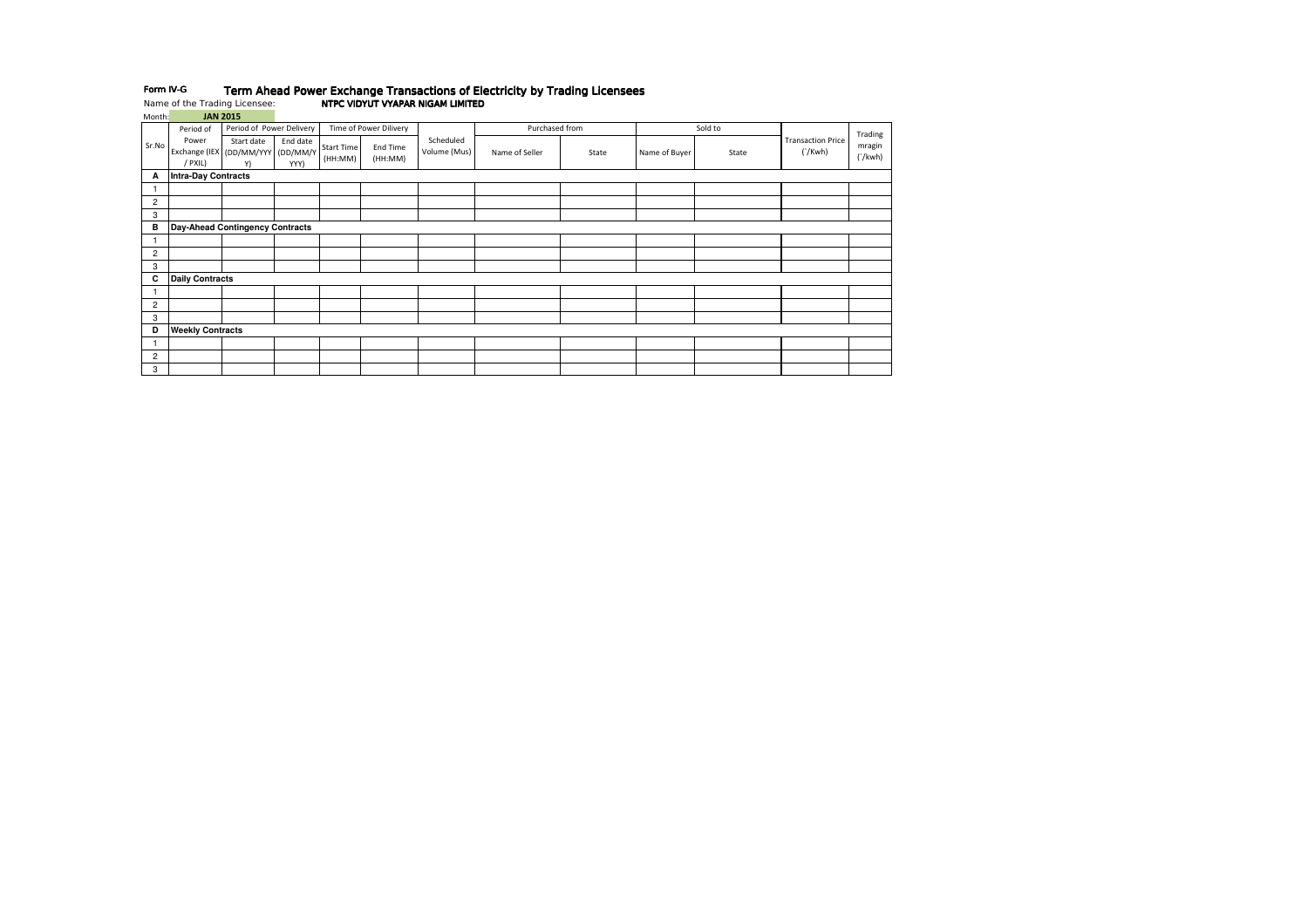**Form IV-G** **Term Ahead Power Exchange Transactions of Electricity by Trading Licensees**

Name of the Trading Licensee: **NTPC VIDYUT VYAPAR NIGAM LIMITED**

Month: **JAN 2015**

| Sr.No | Period of Power Exchange (IEX / PXIL) | Period of Power Delivery | | Time of Power Dilivery | | Scheduled Volume (Mus) | Purchased from | | Sold to | | Transaction Price (`/Kwh) | Trading mragin (`/kwh) |
|---|---|---|---|---|---|---|---|---|---|---|---|---|
| | | Start date (DD/MM/YYYY) | End date (DD/MM/YYYY) | Start Time (HH:MM) | End Time (HH:MM) | | Name of Seller | State | Name of Buyer | State | | |
| **A** | **Intra-Day Contracts** | | | | | | | | | | | |
| 1 | | | | | | | | | | | | |
| 2 | | | | | | | | | | | | |
| 3 | | | | | | | | | | | | |
| **B** | **Day-Ahead Contingency Contracts** | | | | | | | | | | | |
| 1 | | | | | | | | | | | | |
| 2 | | | | | | | | | | | | |
| 3 | | | | | | | | | | | | |
| **C** | **Daily Contracts** | | | | | | | | | | | |
| 1 | | | | | | | | | | | | |
| 2 | | | | | | | | | | | | |
| 3 | | | | | | | | | | | | |
| **D** | **Weekly Contracts** | | | | | | | | | | | |
| 1 | | | | | | | | | | | | |
| 2 | | | | | | | | | | | | |
| 3 | | | | | | | | | | | | |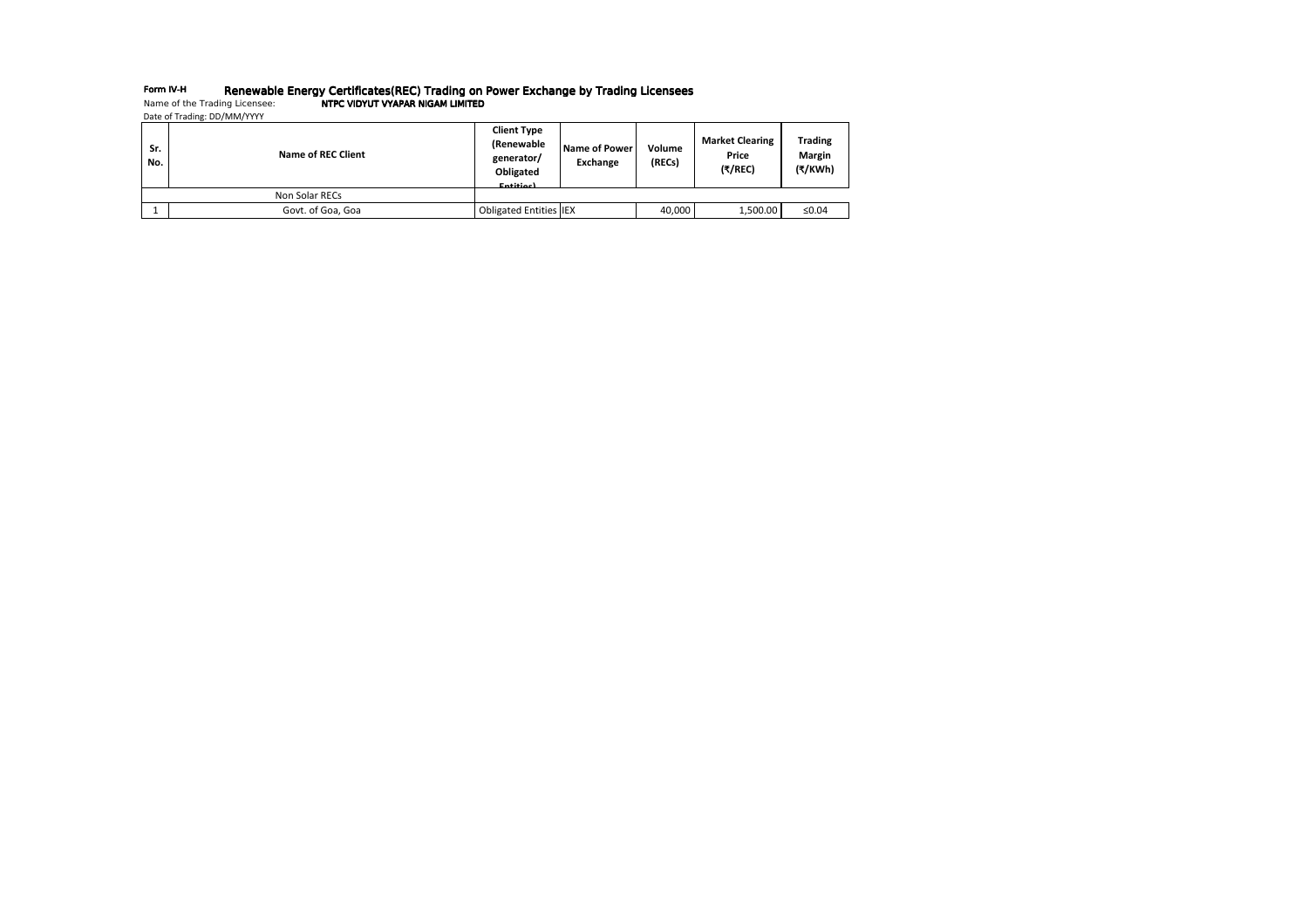**Form IV-H** **Renewable Energy Certificates(REC) Trading on Power Exchange by Trading Licensees**

Name of the Trading Licensee: **NTPC VIDYUT VYAPAR NIGAM LIMITED**

Date of Trading: DD/MM/YYYY

| Sr. No. | Name of REC Client | Client Type (Renewable generator/ Obligated Entities) | Name of Power Exchange | Volume (RECs) | Market Clearing Price (₹/REC) | Trading Margin (₹/KWh) |
|---|---|---|---|---|---|---|
| | Non Solar RECs | | | | | |
| 1 | Govt. of Goa, Goa | Obligated Entities | IEX | 40,000 | 1,500.00 | ≤0.04 |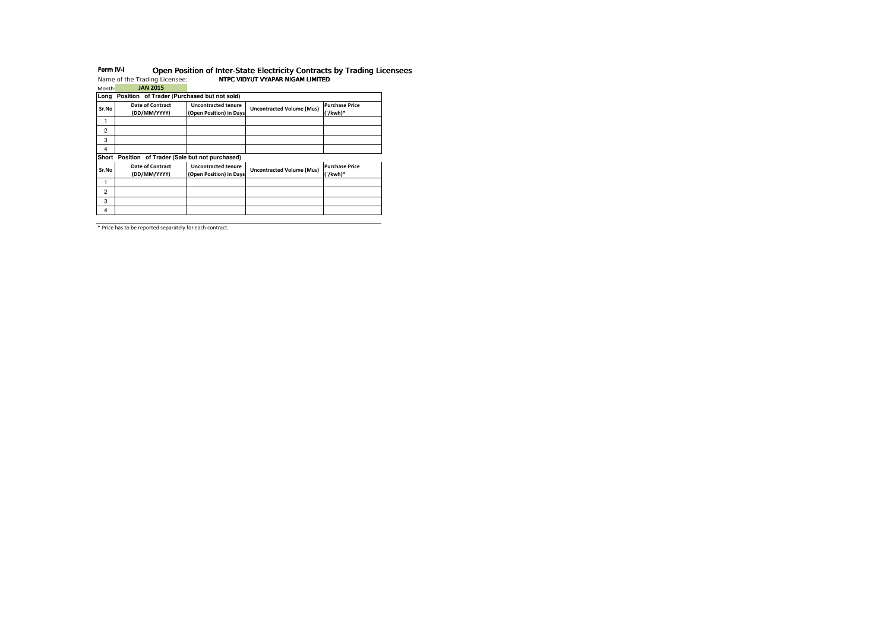**Form IV-I** Open Position of Inter-State Electricity Contracts by Trading Licensees

Name of the Trading Licensee: **NTPC VIDYUT VYAPAR NIGAM LIMITED**

Month: **JAN 2015**

**Long Position of Trader (Purchased but not sold)**

| Sr.No | Date of Contract (DD/MM/YYYY) | Uncontracted tenure (Open Position) in Days | Uncontracted Volume (Mus) | Purchase Price (`/kwh)* |
|---|---|---|---|---|
| 1 | | | | |
| 2 | | | | |
| 3 | | | | |
| 4 | | | | |

**Short Position of Trader (Sale but not purchased)**

| Sr.No | Date of Contract (DD/MM/YYYY) | Uncontracted tenure (Open Position) in Days | Uncontracted Volume (Mus) | Purchase Price (`/kwh)* |
|---|---|---|---|---|
| 1 | | | | |
| 2 | | | | |
| 3 | | | | |
| 4 | | | | |

\* Price has to be reported separately for each contract.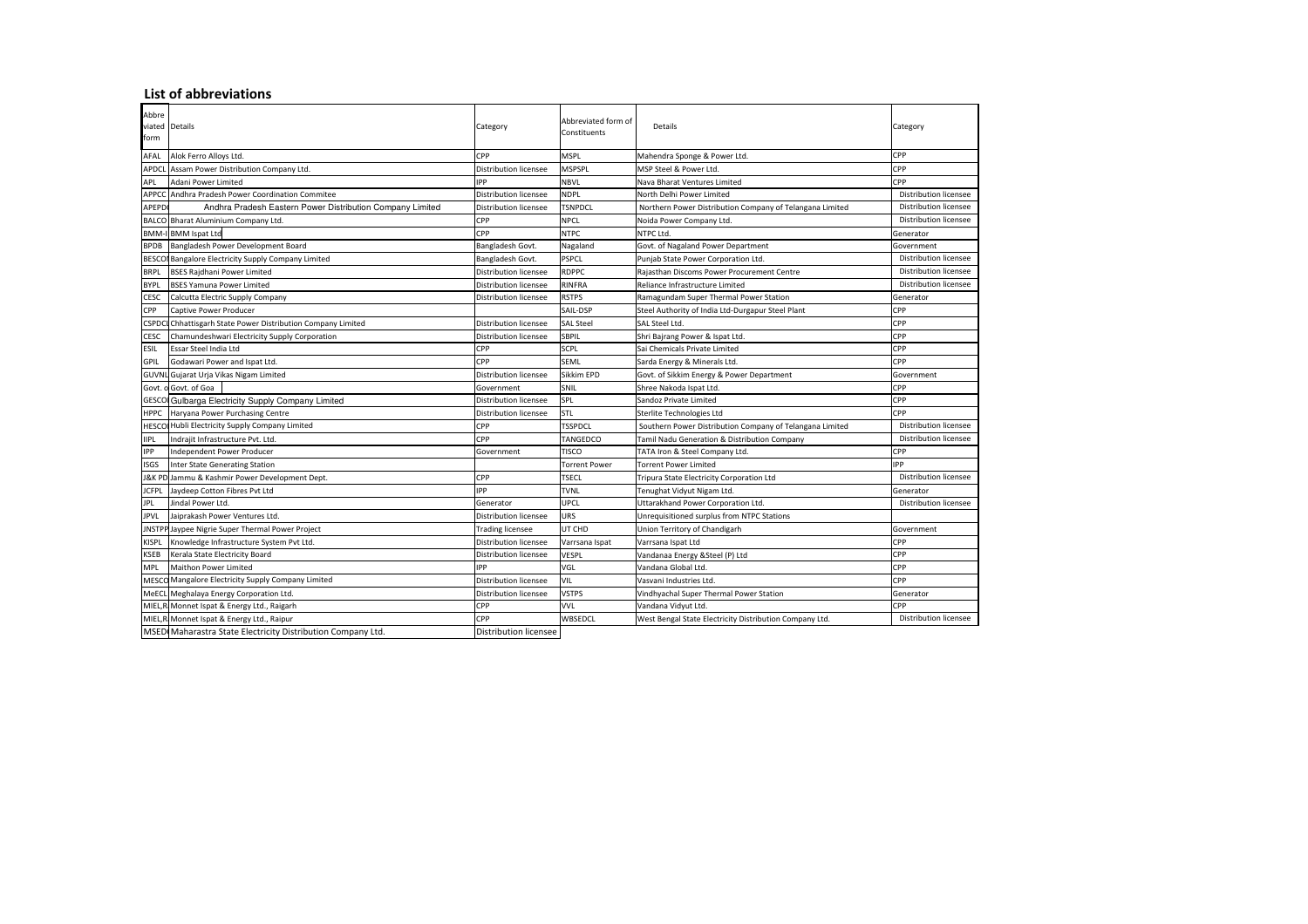## List of abbreviations

| Abbreviated form | Details | Category | Abbreviated form of Constituents | Details | Category |
|---|---|---|---|---|---|
| AFAL | Alok Ferro Alloys Ltd. | CPP | MSPL | Mahendra Sponge & Power Ltd. | CPP |
| APDCL | Assam Power Distribution Company Ltd. | Distribution licensee | MSPSPL | MSP Steel & Power Ltd. | CPP |
| APL | Adani Power Limited | IPP | NBVL | Nava Bharat Ventures Limited | CPP |
| APPCC | Andhra Pradesh Power Coordination Commitee | Distribution licensee | NDPL | North Delhi Power Limited | Distribution licensee |
| APEPD | Andhra Pradesh Eastern Power Distribution Company Limited | Distribution licensee | TSNPDCL | Northern Power Distribution Company of Telangana Limited | Distribution licensee |
| BALCO | Bharat Aluminium Company Ltd. | CPP | NPCL | Noida Power Company Ltd. | Distribution licensee |
| BMM-I | BMM Ispat Ltd | CPP | NTPC | NTPC Ltd. | Generator |
| BPDB | Bangladesh Power Development Board | Bangladesh Govt. | Nagaland | Govt. of Nagaland Power Department | Government |
| BESCO | Bangalore Electricity Supply Company Limited | Bangladesh Govt. | PSPCL | Punjab State Power Corporation Ltd. | Distribution licensee |
| BRPL | BSES Rajdhani Power Limited | Distribution licensee | RDPPC | Rajasthan Discoms Power Procurement Centre | Distribution licensee |
| BYPL | BSES Yamuna Power Limited | Distribution licensee | RINFRA | Reliance Infrastructure Limited | Distribution licensee |
| CESC | Calcutta Electric Supply Company | Distribution licensee | RSTPS | Ramagundam Super Thermal Power Station | Generator |
| CPP | Captive Power Producer | | SAIL-DSP | Steel Authority of India Ltd-Durgapur Steel Plant | CPP |
| CSPDCL | Chhattisgarh State Power Distribution Company Limited | Distribution licensee | SAL Steel | SAL Steel Ltd. | CPP |
| CESC | Chamundeshwari Electricity Supply Corporation | Distribution licensee | SBPIL | Shri Bajrang Power & Ispat Ltd. | CPP |
| ESIL | Essar Steel India Ltd | CPP | SCPL | Sai Chemicals Private Limited | CPP |
| GPIL | Godawari Power and Ispat Ltd. | CPP | SEML | Sarda Energy & Minerals Ltd. | CPP |
| GUVNL | Gujarat Urja Vikas Nigam Limited | Distribution licensee | Sikkim EPD | Govt. of Sikkim Energy & Power Department | Government |
| Govt. o | Govt. of Goa | Government | SNIL | Shree Nakoda Ispat Ltd. | CPP |
| GESCO | Gulbarga Electricity Supply Company Limited | Distribution licensee | SPL | Sandoz Private Limited | CPP |
| HPPC | Haryana Power Purchasing Centre | Distribution licensee | STL | Sterlite Technologies Ltd | CPP |
| HESCO | Hubli Electricity Supply Company Limited | CPP | TSSPDCL | Southern Power Distribution Company of Telangana Limited | Distribution licensee |
| IIPL | Indrajit Infrastructure Pvt. Ltd. | CPP | TANGEDCO | Tamil Nadu Generation & Distribution Company | Distribution licensee |
| IPP | Independent Power Producer | Government | TISCO | TATA Iron & Steel Company Ltd. | CPP |
| ISGS | Inter State Generating Station | | Torrent Power | Torrent Power Limited | IPP |
| J&K PD | Jammu & Kashmir Power Development Dept. | CPP | TSECL | Tripura State Electricity Corporation Ltd | Distribution licensee |
| JCFPL | Jaydeep Cotton Fibres Pvt Ltd | IPP | TVNL | Tenughat Vidyut Nigam Ltd. | Generator |
| JPL | Jindal Power Ltd. | Generator | UPCL | Uttarakhand Power Corporation Ltd. | Distribution licensee |
| JPVL | Jaiprakash Power Ventures Ltd. | Distribution licensee | URS | Unrequisitioned surplus from NTPC Stations | |
| JNSTPP | Jaypee Nigrie Super Thermal Power Project | Trading licensee | UT CHD | Union Territory of Chandigarh | Government |
| KISPL | Knowledge Infrastructure System Pvt Ltd. | Distribution licensee | Varrsana Ispat | Varrsana Ispat Ltd | CPP |
| KSEB | Kerala State Electricity Board | Distribution licensee | VESPL | Vandanaa Energy &Steel (P) Ltd | CPP |
| MPL | Maithon Power Limited | IPP | VGL | Vandana Global Ltd. | CPP |
| MESCO | Mangalore Electricity Supply Company Limited | Distribution licensee | VIL | Vasvani Industries Ltd. | CPP |
| MeECL | Meghalaya Energy Corporation Ltd. | Distribution licensee | VSTPS | Vindhyachal Super Thermal Power Station | Generator |
| MIEL,R | Monnet Ispat & Energy Ltd., Raigarh | CPP | VVL | Vandana Vidyut Ltd. | CPP |
| MIEL,R | Monnet Ispat & Energy Ltd., Raipur | CPP | WBSEDCL | West Bengal State Electricity Distribution Company Ltd. | Distribution licensee |
| MSED | Maharastra State Electricity Distribution Company Ltd. | Distribution licensee | | | |